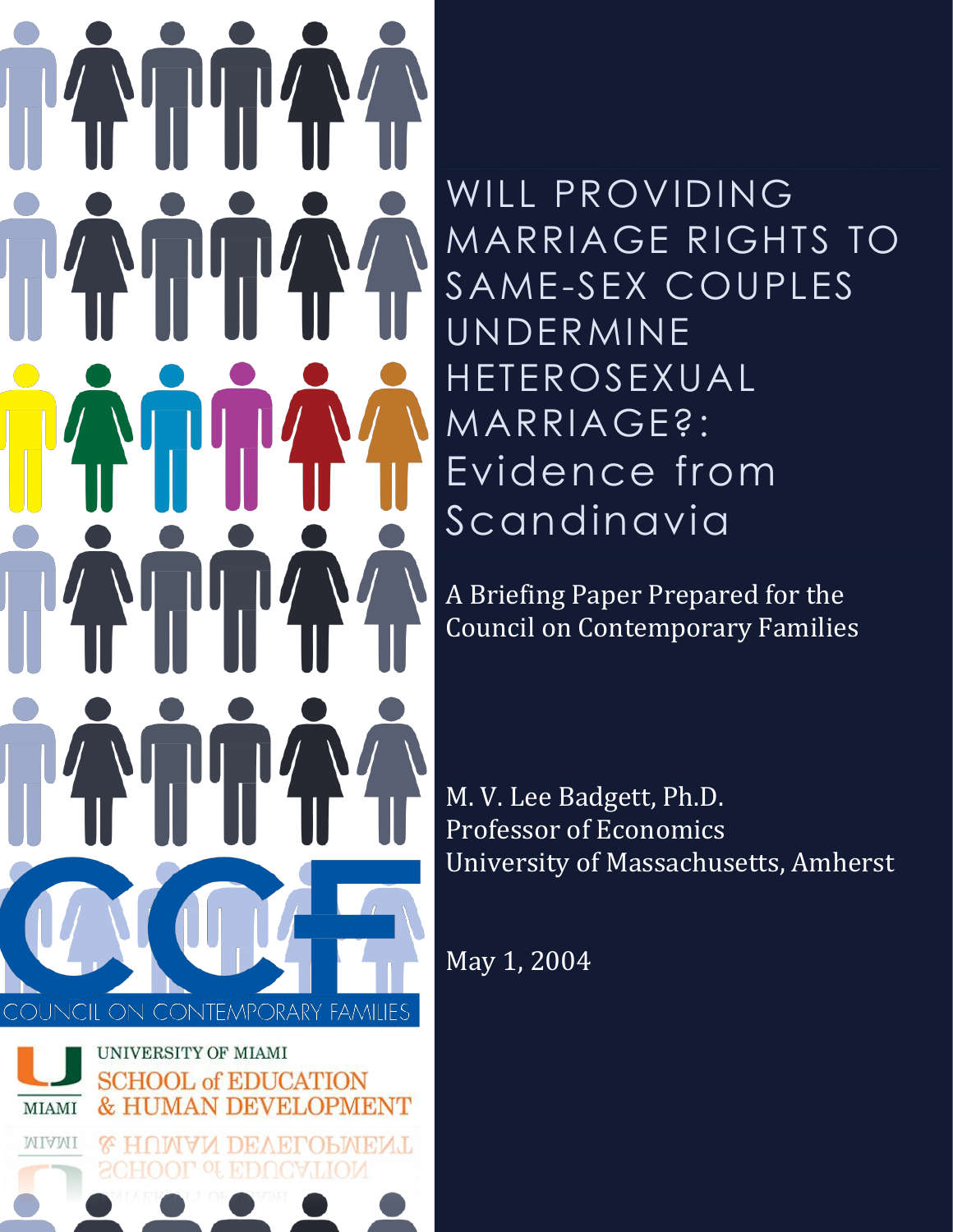# WILL PROVIDING MARRIAGE RIGHTS TO SAME-SEX COUPLES UNDERMINE HETEROSEXUAL MARRIAGE?: Evidence from Scandinavia

A Briefing Paper Prepared for the Council on Contemporary Families

M. V. Lee Badgett, Ph.D.
Professor of Economics
University of Massachusetts, Amherst

May 1, 2004

COUNCIL ON CONTEMPORARY FAMILIES

UNIVERSITY OF MIAMI
SCHOOL of EDUCATION & HUMAN DEVELOPMENT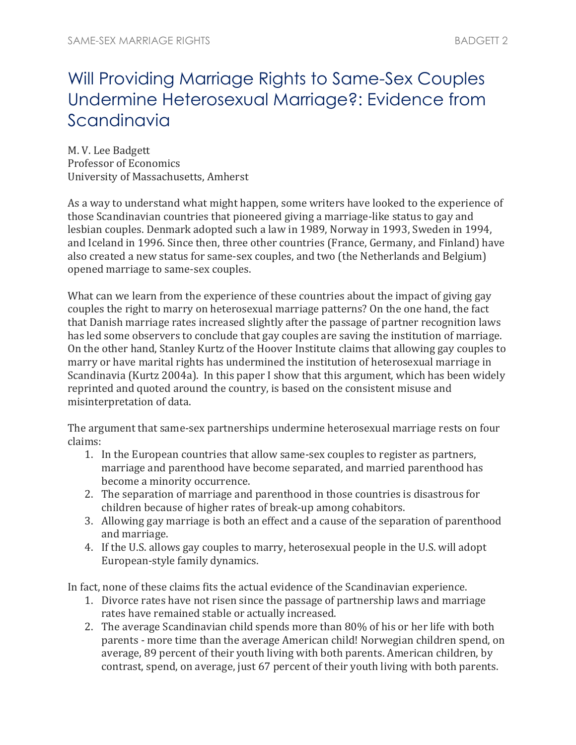# Will Providing Marriage Rights to Same-Sex Couples Undermine Heterosexual Marriage?: Evidence from Scandinavia

M. V. Lee Badgett
Professor of Economics
University of Massachusetts, Amherst

As a way to understand what might happen, some writers have looked to the experience of those Scandinavian countries that pioneered giving a marriage-like status to gay and lesbian couples. Denmark adopted such a law in 1989, Norway in 1993, Sweden in 1994, and Iceland in 1996. Since then, three other countries (France, Germany, and Finland) have also created a new status for same-sex couples, and two (the Netherlands and Belgium) opened marriage to same-sex couples.

What can we learn from the experience of these countries about the impact of giving gay couples the right to marry on heterosexual marriage patterns? On the one hand, the fact that Danish marriage rates increased slightly after the passage of partner recognition laws has led some observers to conclude that gay couples are saving the institution of marriage. On the other hand, Stanley Kurtz of the Hoover Institute claims that allowing gay couples to marry or have marital rights has undermined the institution of heterosexual marriage in Scandinavia (Kurtz 2004a). In this paper I show that this argument, which has been widely reprinted and quoted around the country, is based on the consistent misuse and misinterpretation of data.

The argument that same-sex partnerships undermine heterosexual marriage rests on four claims:

1. In the European countries that allow same-sex couples to register as partners, marriage and parenthood have become separated, and married parenthood has become a minority occurrence.
2. The separation of marriage and parenthood in those countries is disastrous for children because of higher rates of break-up among cohabitors.
3. Allowing gay marriage is both an effect and a cause of the separation of parenthood and marriage.
4. If the U.S. allows gay couples to marry, heterosexual people in the U.S. will adopt European-style family dynamics.

In fact, none of these claims fits the actual evidence of the Scandinavian experience.

1. Divorce rates have not risen since the passage of partnership laws and marriage rates have remained stable or actually increased.
2. The average Scandinavian child spends more than 80% of his or her life with both parents - more time than the average American child! Norwegian children spend, on average, 89 percent of their youth living with both parents. American children, by contrast, spend, on average, just 67 percent of their youth living with both parents.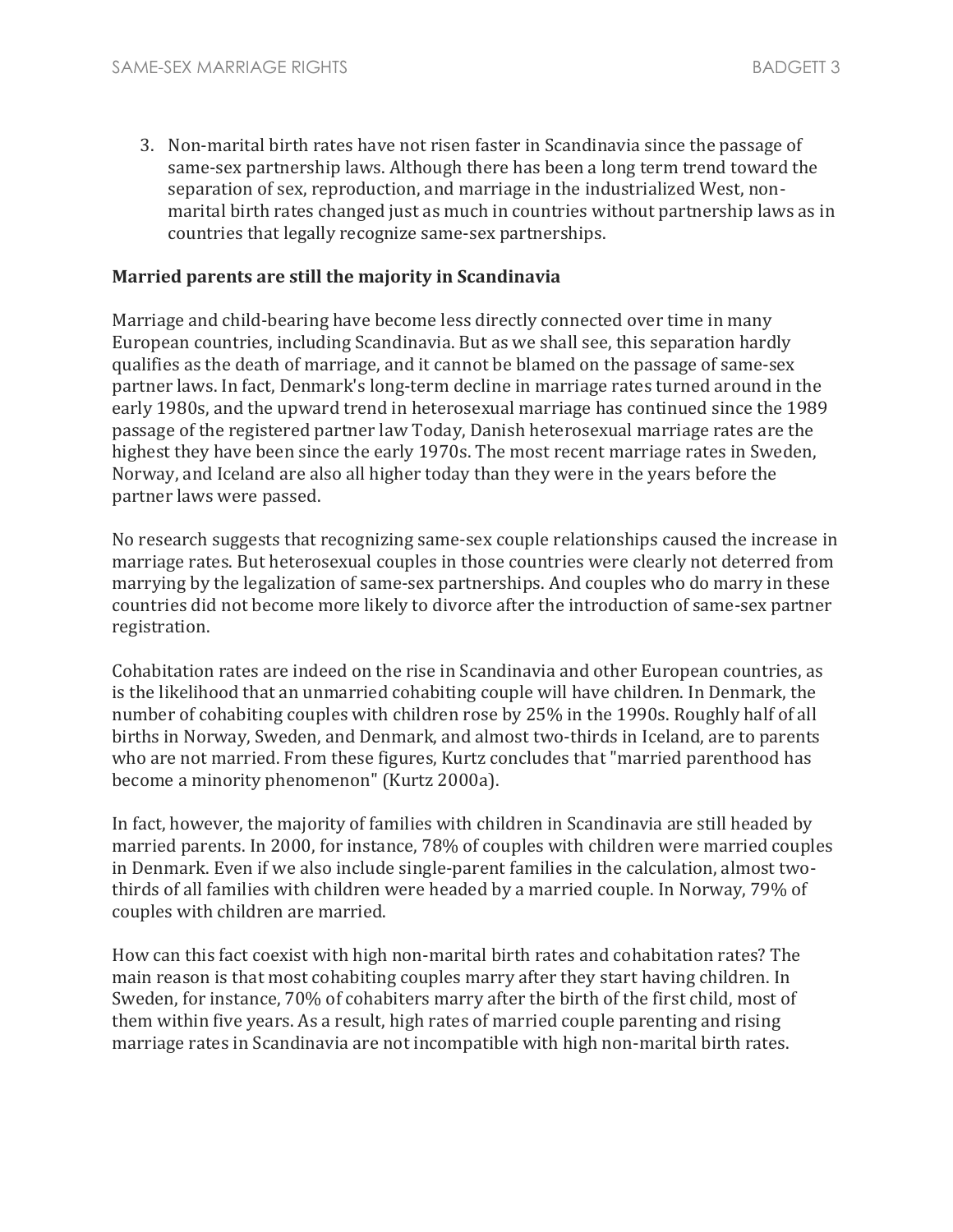3. Non-marital birth rates have not risen faster in Scandinavia since the passage of same-sex partnership laws. Although there has been a long term trend toward the separation of sex, reproduction, and marriage in the industrialized West, non-marital birth rates changed just as much in countries without partnership laws as in countries that legally recognize same-sex partnerships.

**Married parents are still the majority in Scandinavia**

Marriage and child-bearing have become less directly connected over time in many European countries, including Scandinavia. But as we shall see, this separation hardly qualifies as the death of marriage, and it cannot be blamed on the passage of same-sex partner laws. In fact, Denmark's long-term decline in marriage rates turned around in the early 1980s, and the upward trend in heterosexual marriage has continued since the 1989 passage of the registered partner law Today, Danish heterosexual marriage rates are the highest they have been since the early 1970s. The most recent marriage rates in Sweden, Norway, and Iceland are also all higher today than they were in the years before the partner laws were passed.

No research suggests that recognizing same-sex couple relationships caused the increase in marriage rates. But heterosexual couples in those countries were clearly not deterred from marrying by the legalization of same-sex partnerships. And couples who do marry in these countries did not become more likely to divorce after the introduction of same-sex partner registration.

Cohabitation rates are indeed on the rise in Scandinavia and other European countries, as is the likelihood that an unmarried cohabiting couple will have children. In Denmark, the number of cohabiting couples with children rose by 25% in the 1990s. Roughly half of all births in Norway, Sweden, and Denmark, and almost two-thirds in Iceland, are to parents who are not married. From these figures, Kurtz concludes that "married parenthood has become a minority phenomenon" (Kurtz 2000a).

In fact, however, the majority of families with children in Scandinavia are still headed by married parents. In 2000, for instance, 78% of couples with children were married couples in Denmark. Even if we also include single-parent families in the calculation, almost two-thirds of all families with children were headed by a married couple. In Norway, 79% of couples with children are married.

How can this fact coexist with high non-marital birth rates and cohabitation rates? The main reason is that most cohabiting couples marry after they start having children. In Sweden, for instance, 70% of cohabiters marry after the birth of the first child, most of them within five years. As a result, high rates of married couple parenting and rising marriage rates in Scandinavia are not incompatible with high non-marital birth rates.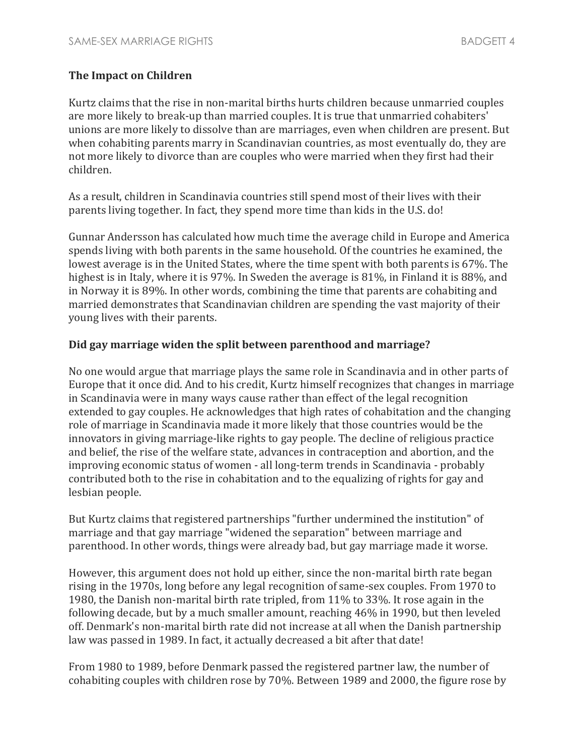## The Impact on Children

Kurtz claims that the rise in non-marital births hurts children because unmarried couples are more likely to break-up than married couples. It is true that unmarried cohabiters' unions are more likely to dissolve than are marriages, even when children are present. But when cohabiting parents marry in Scandinavian countries, as most eventually do, they are not more likely to divorce than are couples who were married when they first had their children.

As a result, children in Scandinavia countries still spend most of their lives with their parents living together. In fact, they spend more time than kids in the U.S. do!

Gunnar Andersson has calculated how much time the average child in Europe and America spends living with both parents in the same household. Of the countries he examined, the lowest average is in the United States, where the time spent with both parents is 67%. The highest is in Italy, where it is 97%. In Sweden the average is 81%, in Finland it is 88%, and in Norway it is 89%. In other words, combining the time that parents are cohabiting and married demonstrates that Scandinavian children are spending the vast majority of their young lives with their parents.

## Did gay marriage widen the split between parenthood and marriage?

No one would argue that marriage plays the same role in Scandinavia and in other parts of Europe that it once did. And to his credit, Kurtz himself recognizes that changes in marriage in Scandinavia were in many ways cause rather than effect of the legal recognition extended to gay couples. He acknowledges that high rates of cohabitation and the changing role of marriage in Scandinavia made it more likely that those countries would be the innovators in giving marriage-like rights to gay people. The decline of religious practice and belief, the rise of the welfare state, advances in contraception and abortion, and the improving economic status of women - all long-term trends in Scandinavia - probably contributed both to the rise in cohabitation and to the equalizing of rights for gay and lesbian people.

But Kurtz claims that registered partnerships "further undermined the institution" of marriage and that gay marriage "widened the separation" between marriage and parenthood. In other words, things were already bad, but gay marriage made it worse.

However, this argument does not hold up either, since the non-marital birth rate began rising in the 1970s, long before any legal recognition of same-sex couples. From 1970 to 1980, the Danish non-marital birth rate tripled, from 11% to 33%. It rose again in the following decade, but by a much smaller amount, reaching 46% in 1990, but then leveled off. Denmark's non-marital birth rate did not increase at all when the Danish partnership law was passed in 1989. In fact, it actually decreased a bit after that date!

From 1980 to 1989, before Denmark passed the registered partner law, the number of cohabiting couples with children rose by 70%. Between 1989 and 2000, the figure rose by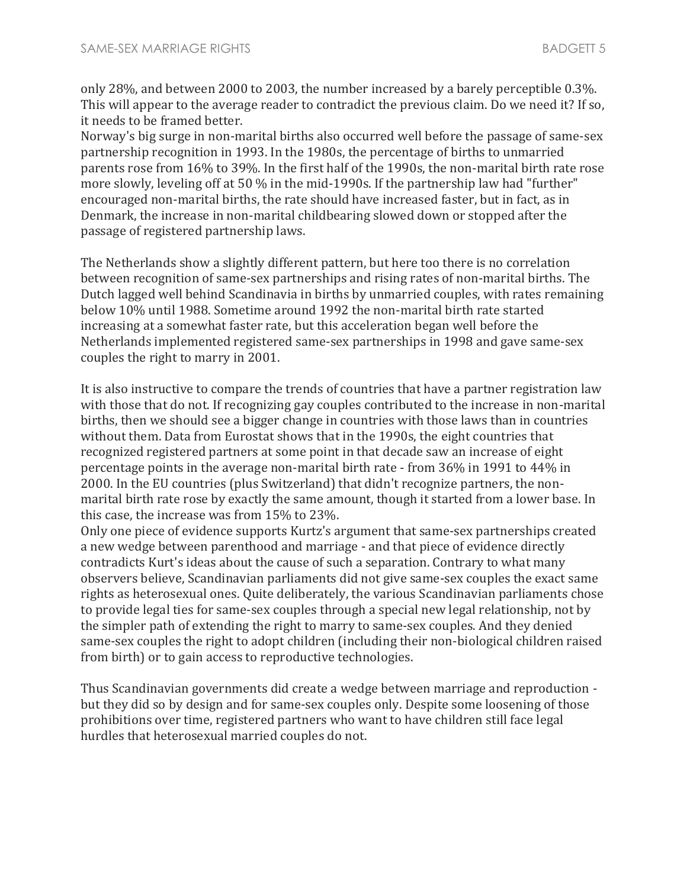only 28%, and between 2000 to 2003, the number increased by a barely perceptible 0.3%. This will appear to the average reader to contradict the previous claim. Do we need it? If so, it needs to be framed better.

Norway's big surge in non-marital births also occurred well before the passage of same-sex partnership recognition in 1993. In the 1980s, the percentage of births to unmarried parents rose from 16% to 39%. In the first half of the 1990s, the non-marital birth rate rose more slowly, leveling off at 50 % in the mid-1990s. If the partnership law had "further" encouraged non-marital births, the rate should have increased faster, but in fact, as in Denmark, the increase in non-marital childbearing slowed down or stopped after the passage of registered partnership laws.

The Netherlands show a slightly different pattern, but here too there is no correlation between recognition of same-sex partnerships and rising rates of non-marital births. The Dutch lagged well behind Scandinavia in births by unmarried couples, with rates remaining below 10% until 1988. Sometime around 1992 the non-marital birth rate started increasing at a somewhat faster rate, but this acceleration began well before the Netherlands implemented registered same-sex partnerships in 1998 and gave same-sex couples the right to marry in 2001.

It is also instructive to compare the trends of countries that have a partner registration law with those that do not. If recognizing gay couples contributed to the increase in non-marital births, then we should see a bigger change in countries with those laws than in countries without them. Data from Eurostat shows that in the 1990s, the eight countries that recognized registered partners at some point in that decade saw an increase of eight percentage points in the average non-marital birth rate - from 36% in 1991 to 44% in 2000. In the EU countries (plus Switzerland) that didn't recognize partners, the non-marital birth rate rose by exactly the same amount, though it started from a lower base. In this case, the increase was from 15% to 23%.

Only one piece of evidence supports Kurtz's argument that same-sex partnerships created a new wedge between parenthood and marriage - and that piece of evidence directly contradicts Kurt's ideas about the cause of such a separation. Contrary to what many observers believe, Scandinavian parliaments did not give same-sex couples the exact same rights as heterosexual ones. Quite deliberately, the various Scandinavian parliaments chose to provide legal ties for same-sex couples through a special new legal relationship, not by the simpler path of extending the right to marry to same-sex couples. And they denied same-sex couples the right to adopt children (including their non-biological children raised from birth) or to gain access to reproductive technologies.

Thus Scandinavian governments did create a wedge between marriage and reproduction - but they did so by design and for same-sex couples only. Despite some loosening of those prohibitions over time, registered partners who want to have children still face legal hurdles that heterosexual married couples do not.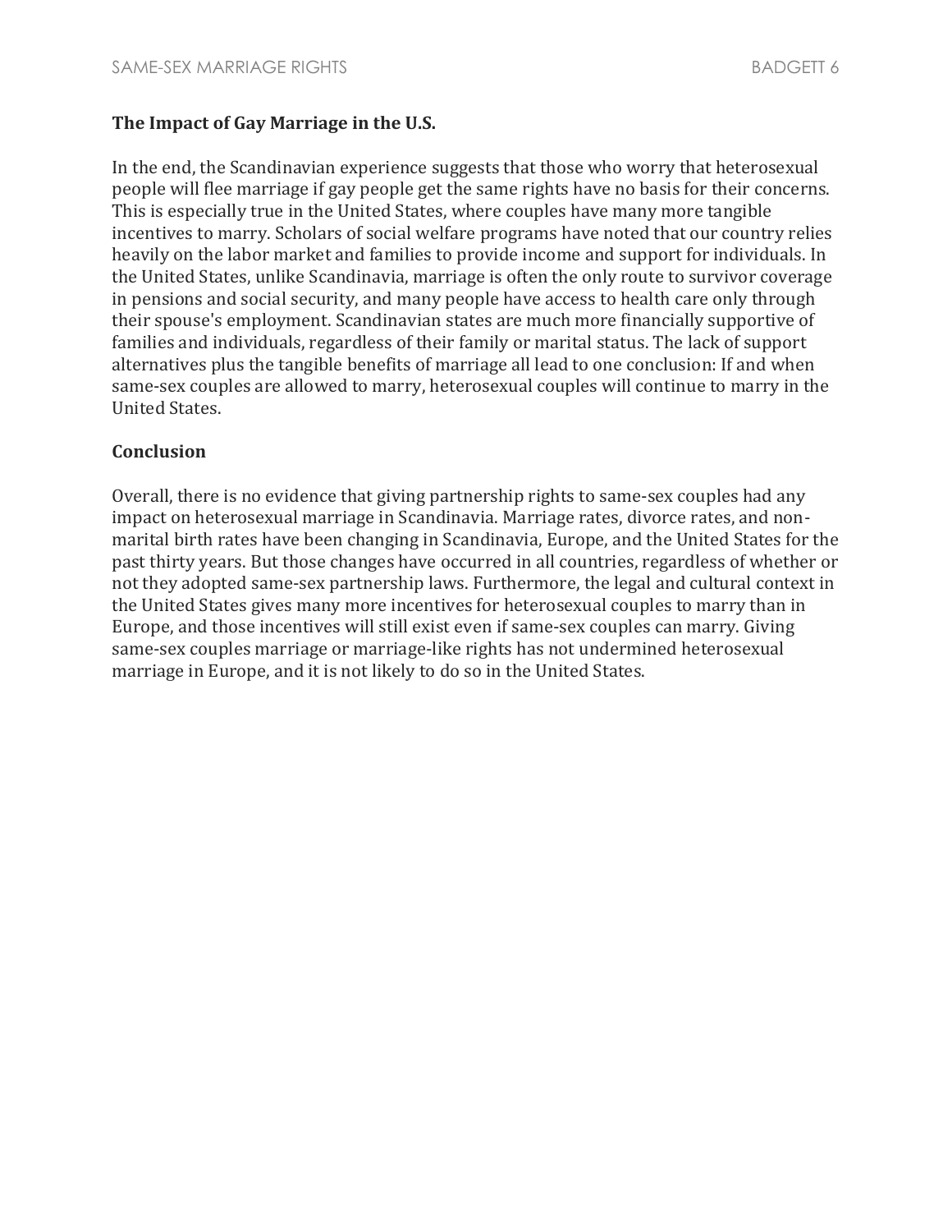## The Impact of Gay Marriage in the U.S.

In the end, the Scandinavian experience suggests that those who worry that heterosexual people will flee marriage if gay people get the same rights have no basis for their concerns. This is especially true in the United States, where couples have many more tangible incentives to marry. Scholars of social welfare programs have noted that our country relies heavily on the labor market and families to provide income and support for individuals. In the United States, unlike Scandinavia, marriage is often the only route to survivor coverage in pensions and social security, and many people have access to health care only through their spouse's employment. Scandinavian states are much more financially supportive of families and individuals, regardless of their family or marital status. The lack of support alternatives plus the tangible benefits of marriage all lead to one conclusion: If and when same-sex couples are allowed to marry, heterosexual couples will continue to marry in the United States.

## Conclusion

Overall, there is no evidence that giving partnership rights to same-sex couples had any impact on heterosexual marriage in Scandinavia. Marriage rates, divorce rates, and non-marital birth rates have been changing in Scandinavia, Europe, and the United States for the past thirty years. But those changes have occurred in all countries, regardless of whether or not they adopted same-sex partnership laws. Furthermore, the legal and cultural context in the United States gives many more incentives for heterosexual couples to marry than in Europe, and those incentives will still exist even if same-sex couples can marry. Giving same-sex couples marriage or marriage-like rights has not undermined heterosexual marriage in Europe, and it is not likely to do so in the United States.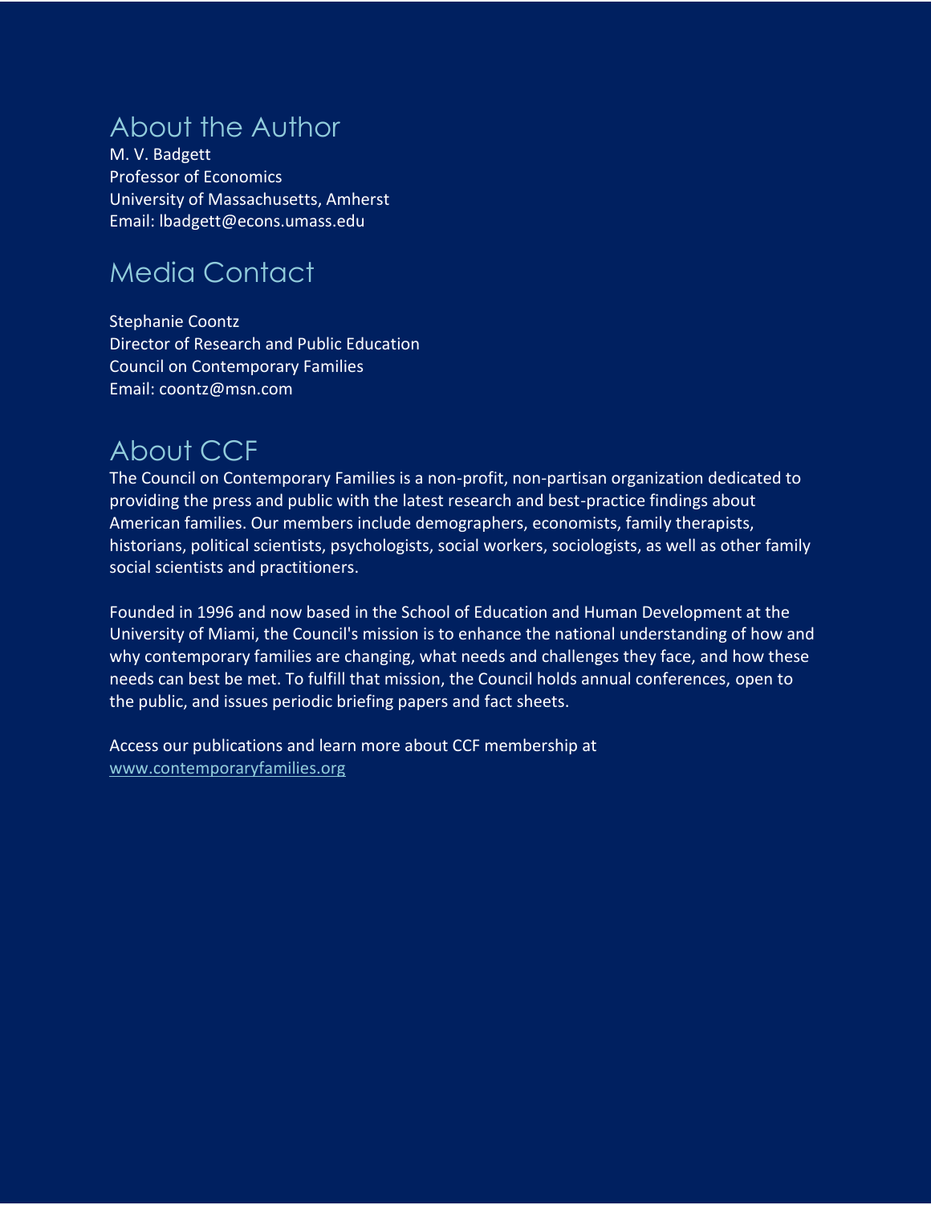## About the Author

M. V. Badgett
Professor of Economics
University of Massachusetts, Amherst
Email: lbadgett@econs.umass.edu

## Media Contact

Stephanie Coontz
Director of Research and Public Education
Council on Contemporary Families
Email: coontz@msn.com

## About CCF

The Council on Contemporary Families is a non-profit, non-partisan organization dedicated to providing the press and public with the latest research and best-practice findings about American families. Our members include demographers, economists, family therapists, historians, political scientists, psychologists, social workers, sociologists, as well as other family social scientists and practitioners.

Founded in 1996 and now based in the School of Education and Human Development at the University of Miami, the Council's mission is to enhance the national understanding of how and why contemporary families are changing, what needs and challenges they face, and how these needs can best be met. To fulfill that mission, the Council holds annual conferences, open to the public, and issues periodic briefing papers and fact sheets.

Access our publications and learn more about CCF membership at
[www.contemporaryfamilies.org](http://www.contemporaryfamilies.org)